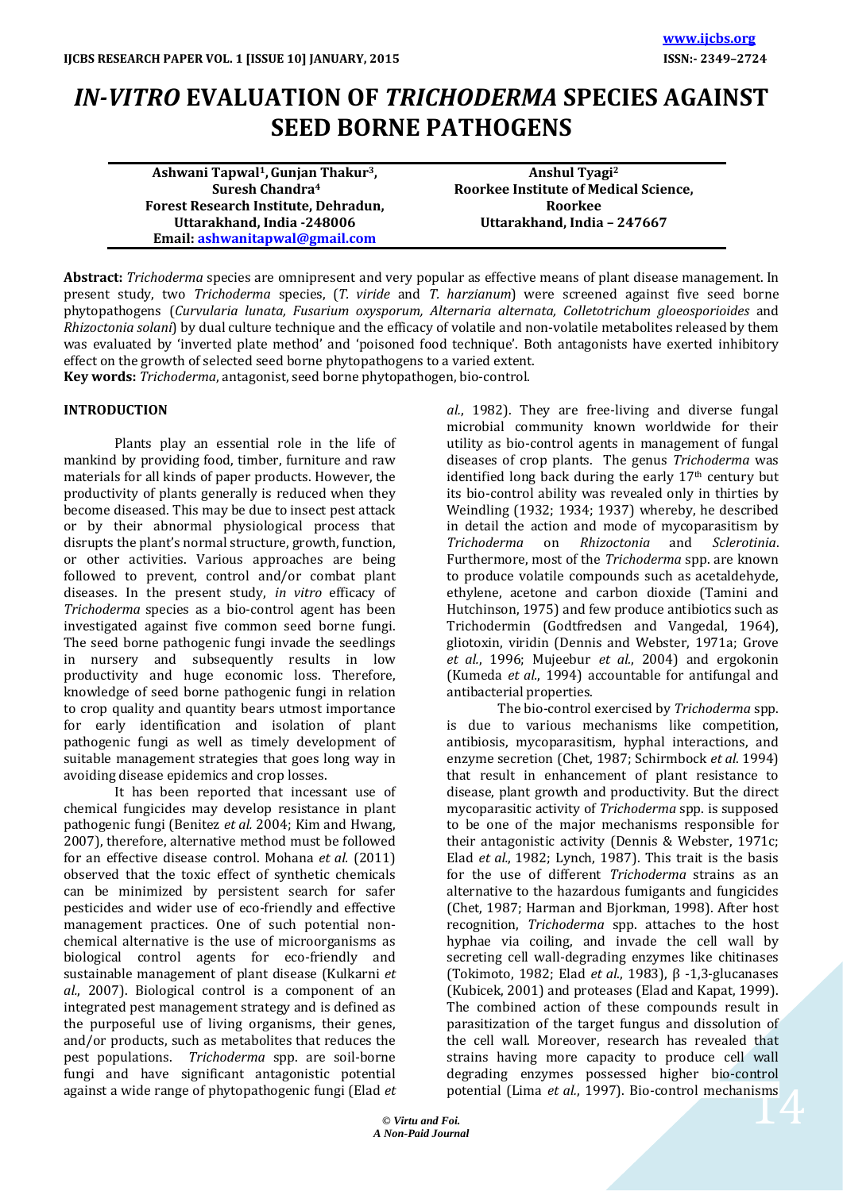# *IN-VITRO* EVALUATION OF *TRICHODERMA* SPECIES AGAINST SEED BORNE PATHOGENS

| **Ashwani Tapwal[1], Gunjan Thakur[3], Suresh Chandra[4]** <br> **Forest Research Institute, Dehradun, Uttarakhand, India -248006** <br> **Email: ashwanitapwal@gmail.com** | **Anshul Tyagi[2]** <br> **Roorkee Institute of Medical Science, Roorkee** <br> **Uttarakhand, India – 247667** |
|---|---|

**Abstract:** *Trichoderma* species are omnipresent and very popular as effective means of plant disease management. In present study, two *Trichoderma* species, (*T. viride* and *T. harzianum*) were screened against five seed borne phytopathogens (*Curvularia lunata, Fusarium oxysporum, Alternaria alternata, Colletotrichum gloeosporioides* and *Rhizoctonia solani*) by dual culture technique and the efficacy of volatile and non-volatile metabolites released by them was evaluated by 'inverted plate method' and 'poisoned food technique'. Both antagonists have exerted inhibitory effect on the growth of selected seed borne phytopathogens to a varied extent.

**Key words:** *Trichoderma*, antagonist, seed borne phytopathogen, bio-control.

## INTRODUCTION

Plants play an essential role in the life of mankind by providing food, timber, furniture and raw materials for all kinds of paper products. However, the productivity of plants generally is reduced when they become diseased. This may be due to insect pest attack or by their abnormal physiological process that disrupts the plant's normal structure, growth, function, or other activities. Various approaches are being followed to prevent, control and/or combat plant diseases. In the present study, *in vitro* efficacy of *Trichoderma* species as a bio-control agent has been investigated against five common seed borne fungi. The seed borne pathogenic fungi invade the seedlings in nursery and subsequently results in low productivity and huge economic loss. Therefore, knowledge of seed borne pathogenic fungi in relation to crop quality and quantity bears utmost importance for early identification and isolation of plant pathogenic fungi as well as timely development of suitable management strategies that goes long way in avoiding disease epidemics and crop losses.

It has been reported that incessant use of chemical fungicides may develop resistance in plant pathogenic fungi (Benitez *et al.* 2004; Kim and Hwang, 2007), therefore, alternative method must be followed for an effective disease control. Mohana *et al.* (2011) observed that the toxic effect of synthetic chemicals can be minimized by persistent search for safer pesticides and wider use of eco-friendly and effective management practices. One of such potential non-chemical alternative is the use of microorganisms as biological control agents for eco-friendly and sustainable management of plant disease (Kulkarni *et al.*, 2007). Biological control is a component of an integrated pest management strategy and is defined as the purposeful use of living organisms, their genes, and/or products, such as metabolites that reduces the pest populations. *Trichoderma* spp. are soil-borne fungi and have significant antagonistic potential against a wide range of phytopathogenic fungi (Elad *et al.*, 1982). They are free-living and diverse fungal microbial community known worldwide for their utility as bio-control agents in management of fungal diseases of crop plants. The genus *Trichoderma* was identified long back during the early 17th century but its bio-control ability was revealed only in thirties by Weindling (1932; 1934; 1937) whereby, he described in detail the action and mode of mycoparasitism by *Trichoderma* on *Rhizoctonia* and *Sclerotinia*. Furthermore, most of the *Trichoderma* spp. are known to produce volatile compounds such as acetaldehyde, ethylene, acetone and carbon dioxide (Tamini and Hutchinson, 1975) and few produce antibiotics such as Trichodermin (Godtfredsen and Vangedal, 1964), gliotoxin, viridin (Dennis and Webster, 1971a; Grove *et al.*, 1996; Mujeebur *et al.*, 2004) and ergokonin (Kumeda *et al.*, 1994) accountable for antifungal and antibacterial properties.

The bio-control exercised by *Trichoderma* spp. is due to various mechanisms like competition, antibiosis, mycoparasitism, hyphal interactions, and enzyme secretion (Chet, 1987; Schirmbock *et al.* 1994) that result in enhancement of plant resistance to disease, plant growth and productivity. But the direct mycoparasitic activity of *Trichoderma* spp. is supposed to be one of the major mechanisms responsible for their antagonistic activity (Dennis & Webster, 1971c; Elad *et al.*, 1982; Lynch, 1987). This trait is the basis for the use of different *Trichoderma* strains as an alternative to the hazardous fumigants and fungicides (Chet, 1987; Harman and Bjorkman, 1998). After host recognition, *Trichoderma* spp. attaches to the host hyphae via coiling, and invade the cell wall by secreting cell wall-degrading enzymes like chitinases (Tokimoto, 1982; Elad *et al.*, 1983), β -1,3-glucanases (Kubicek, 2001) and proteases (Elad and Kapat, 1999). The combined action of these compounds result in parasitization of the target fungus and dissolution of the cell wall. Moreover, research has revealed that strains having more capacity to produce cell wall degrading enzymes possessed higher bio-control potential (Lima *et al.*, 1997). Bio-control mechanisms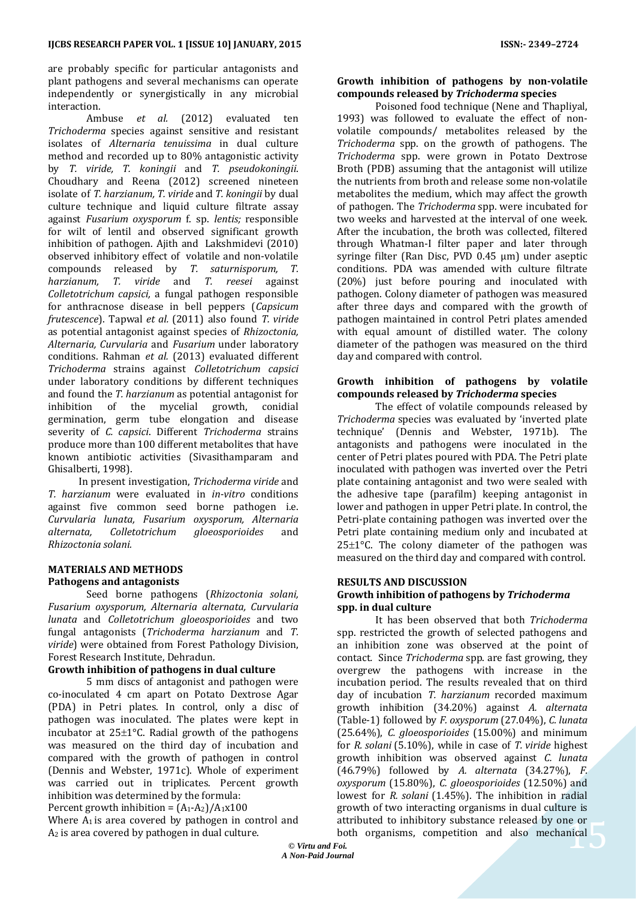are probably specific for particular antagonists and plant pathogens and several mechanisms can operate independently or synergistically in any microbial interaction.

Ambuse *et al.* (2012) evaluated ten *Trichoderma* species against sensitive and resistant isolates of *Alternaria tenuissima* in dual culture method and recorded up to 80% antagonistic activity by *T. viride, T. koningii* and *T. pseudokoningii*. Choudhary and Reena (2012) screened nineteen isolate of *T. harzianum, T. viride* and *T. koningii* by dual culture technique and liquid culture filtrate assay against *Fusarium oxysporum* f. sp. *lentis;* responsible for wilt of lentil and observed significant growth inhibition of pathogen. Ajith and Lakshmidevi (2010) observed inhibitory effect of volatile and non-volatile compounds released by *T. saturnisporum, T. harzianum, T. viride* and *T. reesei* against *Colletotrichum capsici,* a fungal pathogen responsible for anthracnose disease in bell peppers (*Capsicum frutescence*). Tapwal *et al.* (2011) also found *T. viride* as potential antagonist against species of *Rhizoctonia, Alternaria, Curvularia* and *Fusarium* under laboratory conditions. Rahman *et al.* (2013) evaluated different *Trichoderma* strains against *Colletotrichum capsici* under laboratory conditions by different techniques and found the *T. harzianum* as potential antagonist for inhibition of the mycelial growth, conidial germination, germ tube elongation and disease severity of *C. capsici*. Different *Trichoderma* strains produce more than 100 different metabolites that have known antibiotic activities (Sivasithamparam and Ghisalberti, 1998).

In present investigation, *Trichoderma viride* and *T. harzianum* were evaluated in *in-vitro* conditions against five common seed borne pathogen i.e. *Curvularia lunata, Fusarium oxysporum, Alternaria alternata, Colletotrichum gloeosporioides* and *Rhizoctonia solani.*

## MATERIALS AND METHODS

### Pathogens and antagonists

Seed borne pathogens (*Rhizoctonia solani, Fusarium oxysporum, Alternaria alternata, Curvularia lunata* and *Colletotrichum gloeosporioides* and two fungal antagonists (*Trichoderma harzianum* and *T. viride*) were obtained from Forest Pathology Division, Forest Research Institute, Dehradun.

### Growth inhibition of pathogens in dual culture

5 mm discs of antagonist and pathogen were co-inoculated 4 cm apart on Potato Dextrose Agar (PDA) in Petri plates. In control, only a disc of pathogen was inoculated. The plates were kept in incubator at 25±1°C. Radial growth of the pathogens was measured on the third day of incubation and compared with the growth of pathogen in control (Dennis and Webster, 1971c). Whole of experiment was carried out in triplicates. Percent growth inhibition was determined by the formula:

Percent growth inhibition = $(A_1 - A_2)/A_1 \times 100$

Where $A_1$ is area covered by pathogen in control and $A_2$ is area covered by pathogen in dual culture.

### Growth inhibition of pathogens by non-volatile compounds released by *Trichoderma* species

Poisoned food technique (Nene and Thapliyal, 1993) was followed to evaluate the effect of non-volatile compounds/ metabolites released by the *Trichoderma* spp. on the growth of pathogens. The *Trichoderma* spp. were grown in Potato Dextrose Broth (PDB) assuming that the antagonist will utilize the nutrients from broth and release some non-volatile metabolites the medium, which may affect the growth of pathogen. The *Trichoderma* spp. were incubated for two weeks and harvested at the interval of one week. After the incubation, the broth was collected, filtered through Whatman-I filter paper and later through syringe filter (Ran Disc, PVD 0.45 µm) under aseptic conditions. PDA was amended with culture filtrate (20%) just before pouring and inoculated with pathogen. Colony diameter of pathogen was measured after three days and compared with the growth of pathogen maintained in control Petri plates amended with equal amount of distilled water. The colony diameter of the pathogen was measured on the third day and compared with control.

### Growth inhibition of pathogens by volatile compounds released by *Trichoderma* species

The effect of volatile compounds released by *Trichoderma* species was evaluated by 'inverted plate technique' (Dennis and Webster, 1971b). The antagonists and pathogens were inoculated in the center of Petri plates poured with PDA. The Petri plate inoculated with pathogen was inverted over the Petri plate containing antagonist and two were sealed with the adhesive tape (parafilm) keeping antagonist in lower and pathogen in upper Petri plate. In control, the Petri-plate containing pathogen was inverted over the Petri plate containing medium only and incubated at 25±1°C. The colony diameter of the pathogen was measured on the third day and compared with control.

## RESULTS AND DISCUSSION

### Growth inhibition of pathogens by *Trichoderma* spp. in dual culture

It has been observed that both *Trichoderma* spp. restricted the growth of selected pathogens and an inhibition zone was observed at the point of contact. Since *Trichoderma* spp. are fast growing, they overgrew the pathogens with increase in the incubation period. The results revealed that on third day of incubation *T. harzianum* recorded maximum growth inhibition (34.20%) against *A. alternata* (Table-1) followed by *F. oxysporum* (27.04%), *C. lunata* (25.64%), *C. gloeosporioides* (15.00%) and minimum for *R. solani* (5.10%), while in case of *T. viride* highest growth inhibition was observed against *C. lunata* (46.79%) followed by *A. alternata* (34.27%), *F. oxysporum* (15.80%), *C. gloeosporioides* (12.50%) and lowest for *R. solani* (1.45%). The inhibition in radial growth of two interacting organisms in dual culture is attributed to inhibitory substance released by one or both organisms, competition and also mechanical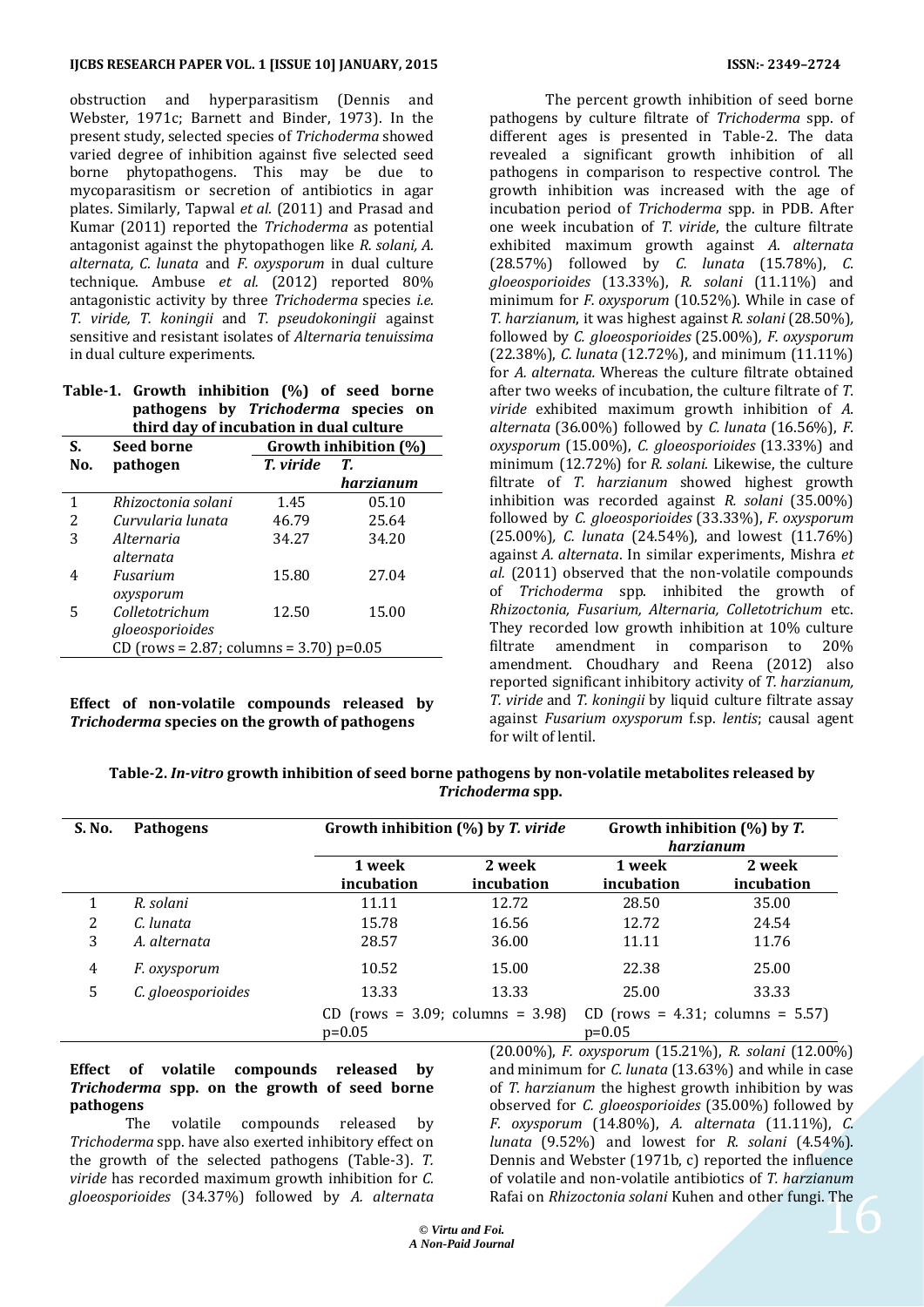obstruction and hyperparasitism (Dennis and Webster, 1971c; Barnett and Binder, 1973). In the present study, selected species of *Trichoderma* showed varied degree of inhibition against five selected seed borne phytopathogens. This may be due to mycoparasitism or secretion of antibiotics in agar plates. Similarly, Tapwal *et al.* (2011) and Prasad and Kumar (2011) reported the *Trichoderma* as potential antagonist against the phytopathogen like *R. solani, A. alternata, C. lunata* and *F. oxysporum* in dual culture technique. Ambuse *et al.* (2012) reported 80% antagonistic activity by three *Trichoderma* species *i.e. T. viride, T. koningii* and *T. pseudokoningii* against sensitive and resistant isolates of *Alternaria tenuissima* in dual culture experiments.

**Table-1. Growth inhibition (%) of seed borne pathogens by *Trichoderma* species on third day of incubation in dual culture**

| S. No. | Seed borne pathogen | Growth inhibition (%) | |
|---|---|---|---|
| | | *T. viride* | *T. harzianum* |
| 1 | *Rhizoctonia solani* | 1.45 | 05.10 |
| 2 | *Curvularia lunata* | 46.79 | 25.64 |
| 3 | *Alternaria alternata* | 34.27 | 34.20 |
| 4 | *Fusarium oxysporum* | 15.80 | 27.04 |
| 5 | *Colletotrichum gloeosporioides* | 12.50 | 15.00 |
| | CD (rows = 2.87; columns = 3.70) p=0.05 | | |

**Effect of non-volatile compounds released by *Trichoderma* species on the growth of pathogens**

The percent growth inhibition of seed borne pathogens by culture filtrate of *Trichoderma* spp. of different ages is presented in Table-2. The data revealed a significant growth inhibition of all pathogens in comparison to respective control. The growth inhibition was increased with the age of incubation period of *Trichoderma* spp. in PDB. After one week incubation of *T. viride*, the culture filtrate exhibited maximum growth against *A. alternata* (28.57%) followed by *C. lunata* (15.78%), *C. gloeosporioides* (13.33%), *R. solani* (11.11%) and minimum for *F. oxysporum* (10.52%). While in case of *T. harzianum*, it was highest against *R. solani* (28.50%), followed by *C. gloeosporioides* (25.00%), *F. oxysporum* (22.38%), *C. lunata* (12.72%), and minimum (11.11%) for *A. alternata*. Whereas the culture filtrate obtained after two weeks of incubation, the culture filtrate of *T. viride* exhibited maximum growth inhibition of *A. alternata* (36.00%) followed by *C. lunata* (16.56%), *F. oxysporum* (15.00%), *C. gloeosporioides* (13.33%) and minimum (12.72%) for *R. solani.* Likewise, the culture filtrate of *T. harzianum* showed highest growth inhibition was recorded against *R. solani* (35.00%) followed by *C. gloeosporioides* (33.33%), *F. oxysporum* (25.00%), *C. lunata* (24.54%), and lowest (11.76%) against *A. alternata*. In similar experiments, Mishra *et al.* (2011) observed that the non-volatile compounds of *Trichoderma* spp. inhibited the growth of *Rhizoctonia, Fusarium, Alternaria, Colletotrichum* etc. They recorded low growth inhibition at 10% culture filtrate amendment in comparison to 20% amendment. Choudhary and Reena (2012) also reported significant inhibitory activity of *T. harzianum, T. viride* and *T. koningii* by liquid culture filtrate assay against *Fusarium oxysporum* f.sp. *lentis*; causal agent for wilt of lentil.

**Table-2. *In-vitro* growth inhibition of seed borne pathogens by non-volatile metabolites released by *Trichoderma* spp.**

| S. No. | Pathogens | Growth inhibition (%) by *T. viride* | | Growth inhibition (%) by *T. harzianum* | |
|---|---|---|---|---|---|
| | | 1 week incubation | 2 week incubation | 1 week incubation | 2 week incubation |
| 1 | *R. solani* | 11.11 | 12.72 | 28.50 | 35.00 |
| 2 | *C. lunata* | 15.78 | 16.56 | 12.72 | 24.54 |
| 3 | *A. alternata* | 28.57 | 36.00 | 11.11 | 11.76 |
| 4 | *F. oxysporum* | 10.52 | 15.00 | 22.38 | 25.00 |
| 5 | *C. gloeosporioides* | 13.33 | 13.33 | 25.00 | 33.33 |
| | | CD (rows = 3.09; columns = 3.98) p=0.05 | | CD (rows = 4.31; columns = 5.57) p=0.05 | |

**Effect of volatile compounds released by *Trichoderma* spp. on the growth of seed borne pathogens**

The volatile compounds released by *Trichoderma* spp. have also exerted inhibitory effect on the growth of the selected pathogens (Table-3). *T. viride* has recorded maximum growth inhibition for *C. gloeosporioides* (34.37%) followed by *A. alternata* (20.00%), *F. oxysporum* (15.21%), *R. solani* (12.00%) and minimum for *C. lunata* (13.63%) and while in case of *T. harzianum* the highest growth inhibition by was observed for *C. gloeosporioides* (35.00%) followed by *F. oxysporum* (14.80%), *A. alternata* (11.11%), *C. lunata* (9.52%) and lowest for *R. solani* (4.54%). Dennis and Webster (1971b, c) reported the influence of volatile and non-volatile antibiotics of *T. harzianum* Rafai on *Rhizoctonia solani* Kuhen and other fungi. The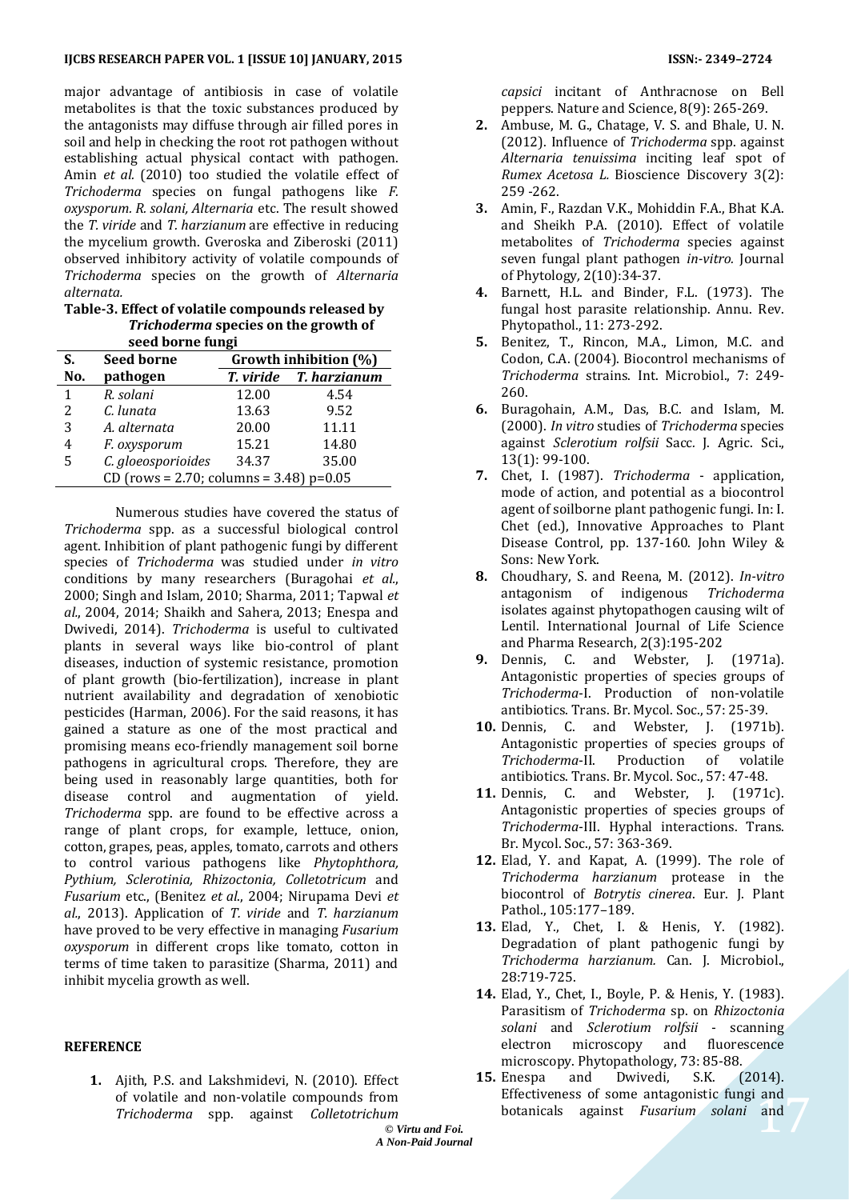major advantage of antibiosis in case of volatile metabolites is that the toxic substances produced by the antagonists may diffuse through air filled pores in soil and help in checking the root rot pathogen without establishing actual physical contact with pathogen. Amin *et al.* (2010) too studied the volatile effect of *Trichoderma* species on fungal pathogens like *F. oxysporum. R. solani, Alternaria* etc. The result showed the *T. viride* and *T. harzianum* are effective in reducing the mycelium growth. Gveroska and Ziberoski (2011) observed inhibitory activity of volatile compounds of *Trichoderma* species on the growth of *Alternaria alternata.*

**Table-3. Effect of volatile compounds released by *Trichoderma* species on the growth of seed borne fungi**

| S. No. | Seed borne pathogen | Growth inhibition (%) | |
|---|---|---|---|
| | | *T. viride* | *T. harzianum* |
| 1 | *R. solani* | 12.00 | 4.54 |
| 2 | *C. lunata* | 13.63 | 9.52 |
| 3 | *A. alternata* | 20.00 | 11.11 |
| 4 | *F. oxysporum* | 15.21 | 14.80 |
| 5 | *C. gloeosporioides* | 34.37 | 35.00 |
| | CD (rows = 2.70; columns = 3.48) p=0.05 | | |

Numerous studies have covered the status of *Trichoderma* spp. as a successful biological control agent. Inhibition of plant pathogenic fungi by different species of *Trichoderma* was studied under *in vitro* conditions by many researchers (Buragohai *et al.*, 2000; Singh and Islam, 2010; Sharma, 2011; Tapwal *et al.*, 2004, 2014; Shaikh and Sahera, 2013; Enespa and Dwivedi, 2014). *Trichoderma* is useful to cultivated plants in several ways like bio-control of plant diseases, induction of systemic resistance, promotion of plant growth (bio-fertilization), increase in plant nutrient availability and degradation of xenobiotic pesticides (Harman, 2006). For the said reasons, it has gained a stature as one of the most practical and promising means eco-friendly management soil borne pathogens in agricultural crops. Therefore, they are being used in reasonably large quantities, both for disease control and augmentation of yield. *Trichoderma* spp. are found to be effective across a range of plant crops, for example, lettuce, onion, cotton, grapes, peas, apples, tomato, carrots and others to control various pathogens like *Phytophthora, Pythium, Sclerotinia, Rhizoctonia, Colletotricum* and *Fusarium* etc., (Benitez *et al.*, 2004; Nirupama Devi *et al.*, 2013). Application of *T. viride* and *T. harzianum* have proved to be very effective in managing *Fusarium oxysporum* in different crops like tomato, cotton in terms of time taken to parasitize (Sharma, 2011) and inhibit mycelia growth as well.

## REFERENCE

1. Ajith, P.S. and Lakshmidevi, N. (2010). Effect of volatile and non-volatile compounds from *Trichoderma* spp. against *Colletotrichum capsici* incitant of Anthracnose on Bell peppers. Nature and Science, 8(9): 265-269.
2. Ambuse, M. G., Chatage, V. S. and Bhale, U. N. (2012). Influence of *Trichoderma* spp. against *Alternaria tenuissima* inciting leaf spot of *Rumex Acetosa L.* Bioscience Discovery 3(2): 259 -262.
3. Amin, F., Razdan V.K., Mohiddin F.A., Bhat K.A. and Sheikh P.A. (2010). Effect of volatile metabolites of *Trichoderma* species against seven fungal plant pathogen *in-vitro.* Journal of Phytology, 2(10):34-37.
4. Barnett, H.L. and Binder, F.L. (1973). The fungal host parasite relationship. Annu. Rev. Phytopathol., 11: 273-292.
5. Benitez, T., Rincon, M.A., Limon, M.C. and Codon, C.A. (2004). Biocontrol mechanisms of *Trichoderma* strains. Int. Microbiol., 7: 249-260.
6. Buragohain, A.M., Das, B.C. and Islam, M. (2000). *In vitro* studies of *Trichoderma* species against *Sclerotium rolfsii* Sacc. J. Agric. Sci., 13(1): 99-100.
7. Chet, I. (1987). *Trichoderma* - application, mode of action, and potential as a biocontrol agent of soilborne plant pathogenic fungi. In: I. Chet (ed.), Innovative Approaches to Plant Disease Control, pp. 137-160. John Wiley & Sons: New York.
8. Choudhary, S. and Reena, M. (2012). *In-vitro* antagonism of indigenous *Trichoderma* isolates against phytopathogen causing wilt of Lentil. International Journal of Life Science and Pharma Research, 2(3):195-202
9. Dennis, C. and Webster, J. (1971a). Antagonistic properties of species groups of *Trichoderma*-I. Production of non-volatile antibiotics. Trans. Br. Mycol. Soc., 57: 25-39.
10. Dennis, C. and Webster, J. (1971b). Antagonistic properties of species groups of *Trichoderma*-II. Production of volatile antibiotics. Trans. Br. Mycol. Soc., 57: 47-48.
11. Dennis, C. and Webster, J. (1971c). Antagonistic properties of species groups of *Trichoderma*-III. Hyphal interactions. Trans. Br. Mycol. Soc., 57: 363-369.
12. Elad, Y. and Kapat, A. (1999). The role of *Trichoderma harzianum* protease in the biocontrol of *Botrytis cinerea*. Eur. J. Plant Pathol., 105:177–189.
13. Elad, Y., Chet, I. & Henis, Y. (1982). Degradation of plant pathogenic fungi by *Trichoderma harzianum.* Can. J. Microbiol., 28:719-725.
14. Elad, Y., Chet, I., Boyle, P. & Henis, Y. (1983). Parasitism of *Trichoderma* sp. on *Rhizoctonia solani* and *Sclerotium rolfsii* - scanning electron microscopy and fluorescence microscopy. Phytopathology, 73: 85-88.
15. Enespa and Dwivedi, S.K. (2014). Effectiveness of some antagonistic fungi and botanicals against *Fusarium solani* and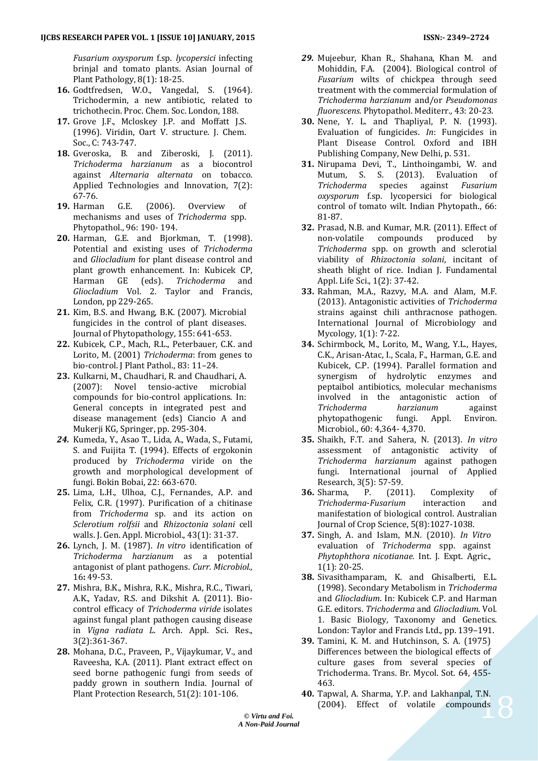*Fusarium oxysporum* f.sp. *lycopersici* infecting brinjal and tomato plants. Asian Journal of Plant Pathology, 8(1): 18-25.

16. Godtfredsen, W.O., Vangedal, S. (1964). Trichodermin, a new antibiotic, related to trichothecin. Proc. Chem. Soc. London, 188.
17. Grove J.F., Mcloskey J.P. and Moffatt J.S. (1996). Viridin, Oart V. structure. J. Chem. Soc., C: 743-747.
18. Gveroska, B. and Ziberoski, J. (2011). *Trichoderma harzianum* as a biocontrol against *Alternaria alternata* on tobacco. Applied Technologies and Innovation, 7(2): 67-76.
19. Harman G.E. (2006). Overview of mechanisms and uses of *Trichoderma* spp. Phytopathol., 96: 190- 194.
20. Harman, G.E. and Bjorkman, T. (1998). Potential and existing uses of *Trichoderma* and *Gliocladium* for plant disease control and plant growth enhancement. In: Kubicek CP, Harman GE (eds). *Trichoderma* and *Gliocladium* Vol. 2. Taylor and Francis, London, pp 229-265.
21. Kim, B.S. and Hwang, B.K. (2007). Microbial fungicides in the control of plant diseases. Journal of Phytopathology, 155: 641-653.
22. Kubicek, C.P., Mach, R.L., Peterbauer, C.K. and Lorito, M. (2001) *Trichoderma*: from genes to bio-control. J Plant Pathol., 83: 11–24.
23. Kulkarni, M., Chaudhari, R. and Chaudhari, A. (2007): Novel tensio-active microbial compounds for bio-control applications. In: General concepts in integrated pest and disease management (eds) Ciancio A and Mukerji KG, Springer, pp. 295-304.
24. Kumeda, Y., Asao T., Lida, A., Wada, S., Futami, S. and Fuijita T. (1994). Effects of ergokonin produced by *Trichoderma* viride on the growth and morphological development of fungi. Bokin Bobai, 22: 663-670.
25. Lima, L.H., Ulhoa, C.J., Fernandes, A.P. and Felix, C.R. (1997). Purification of a chitinase from *Trichoderma* sp. and its action on *Sclerotium rolfsii* and *Rhizoctonia solani* cell walls. J. Gen. Appl. Microbiol., 43(1): 31-37.
26. Lynch, J. M. (1987). *In vitro* identification of *Trichoderma harzianum* as a potential antagonist of plant pathogens. *Curr. Microbiol.,* 16**:** 49-53.
27. Mishra, B.K., Mishra, R.K., Mishra, R.C., Tiwari, A.K., Yadav, R.S. and Dikshit A. (2011). Bio-control efficacy of *Trichoderma viride* isolates against fungal plant pathogen causing disease in *Vigna radiata L*. Arch. Appl. Sci. Res., 3(2):361-367.
28. Mohana, D.C., Praveen, P., Vijaykumar, V., and Raveesha, K.A. (2011). Plant extract effect on seed borne pathogenic fungi from seeds of paddy grown in southern India. Journal of Plant Protection Research, 51(2): 101-106.
29. Mujeebur, Khan R., Shahana, Khan M. and Mohiddin, F.A. (2004). Biological control of *Fusarium* wilts of chickpea through seed treatment with the commercial formulation of *Trichoderma harzianum* and/or *Pseudomonas fluorescens.* Phytopathol. Mediterr., 43: 20-23.
30. Nene, Y. L. and Thapliyal, P. N. (1993). Evaluation of fungicides. *In*: Fungicides in Plant Disease Control. Oxford and IBH Publishing Company, New Delhi, p. 531.
31. Nirupama Devi, T., Linthoingambi, W. and Mutum, S. S. (2013). Evaluation of *Trichoderma* species against *Fusarium oxysporum* f.sp. lycopersici for biological control of tomato wilt. Indian Phytopath., 66: 81-87.
32. Prasad, N.B. and Kumar, M.R. (2011). Effect of non-volatile compounds produced by *Trichoderma* spp. on growth and sclerotial viability of *Rhizoctonia solani*, incitant of sheath blight of rice. Indian J. Fundamental Appl. Life Sci., 1(2): 37-42.
33. Rahman, M.A., Razvy, M.A. and Alam, M.F. (2013). Antagonistic activities of *Trichoderma* strains against chili anthracnose pathogen. International Journal of Microbiology and Mycology, 1(1): 7-22.
34. Schirmbock, M., Lorito, M., Wang, Y.L., Hayes, C.K., Arisan-Atac, I., Scala, F., Harman, G.E. and Kubicek, C.P. (1994). Parallel formation and synergism of hydrolytic enzymes and peptaibol antibiotics, molecular mechanisms involved in the antagonistic action of *Trichoderma harzianum* against phytopathogenic fungi. Appl. Environ. Microbiol., 60: 4,364- 4,370.
35. Shaikh, F.T. and Sahera, N. (2013). *In vitro* assessment of antagonistic activity of *Trichoderma harzianum* against pathogen fungi. International journal of Applied Research, 3(5): 57-59.
36. Sharma, P. (2011). Complexity of *Trichoderma-Fusarium* interaction and manifestation of biological control. Australian Journal of Crop Science, 5(8):1027-1038.
37. Singh, A. and Islam, M.N. (2010). *In Vitro* evaluation of *Trichoderma* spp. against *Phytophthora nicotianae.* Int. J. Expt. Agric., 1(1): 20-25.
38. Sivasithamparam, K. and Ghisalberti, E.L. (1998). Secondary Metabolism in *Trichoderma* and *Gliocladium*. In: Kubicek C.P. and Harman G.E. editors. *Trichoderma* and *Gliocladium*. Vol. 1. Basic Biology, Taxonomy and Genetics. London: Taylor and Francis Ltd., pp. 139–191.
39. Tamini, K. M. and Hutchinson, S. A. (1975) Differences between the biological effects of culture gases from several species of Trichoderma. Trans. Br. Mycol. Sot. 64, 455-463.
40. Tapwal, A. Sharma, Y.P. and Lakhanpal, T.N. (2004). Effect of volatile compounds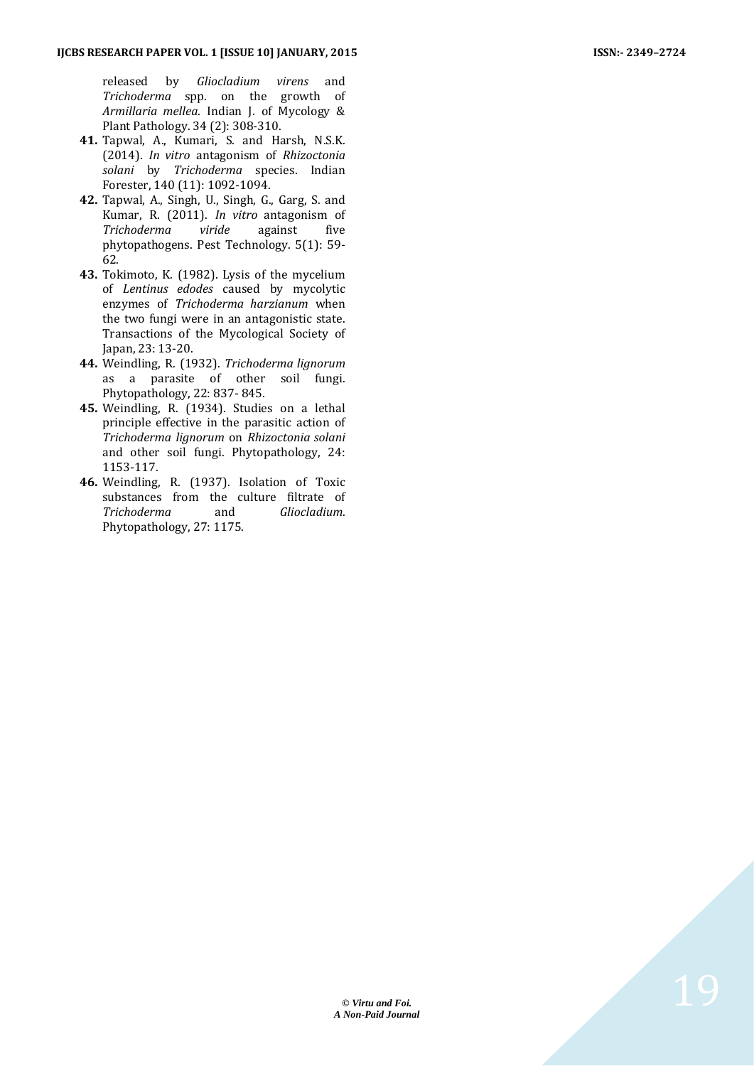released by *Gliocladium virens* and *Trichoderma* spp. on the growth of *Armillaria mellea*. Indian J. of Mycology & Plant Pathology. 34 (2): 308-310.

41. Tapwal, A., Kumari, S. and Harsh, N.S.K. (2014). *In vitro* antagonism of *Rhizoctonia solani* by *Trichoderma* species. Indian Forester, 140 (11): 1092-1094.
42. Tapwal, A., Singh, U., Singh, G., Garg, S. and Kumar, R. (2011). *In vitro* antagonism of *Trichoderma viride* against five phytopathogens. Pest Technology. 5(1): 59-62.
43. Tokimoto, K. (1982). Lysis of the mycelium of *Lentinus edodes* caused by mycolytic enzymes of *Trichoderma harzianum* when the two fungi were in an antagonistic state. Transactions of the Mycological Society of Japan, 23: 13-20.
44. Weindling, R. (1932). *Trichoderma lignorum* as a parasite of other soil fungi. Phytopathology, 22: 837- 845.
45. Weindling, R. (1934). Studies on a lethal principle effective in the parasitic action of *Trichoderma lignorum* on *Rhizoctonia solani* and other soil fungi. Phytopathology, 24: 1153-117.
46. Weindling, R. (1937). Isolation of Toxic substances from the culture filtrate of *Trichoderma* and *Gliocladium*. Phytopathology, 27: 1175.